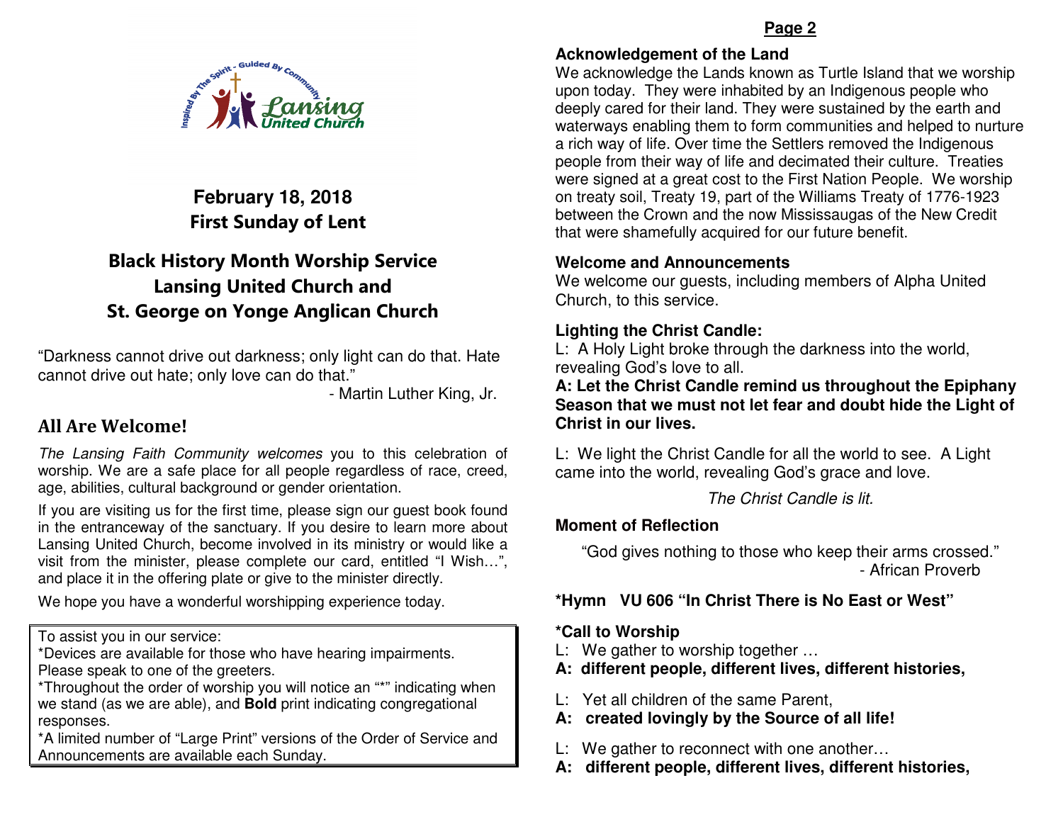**February 18, 2018**
**First Sunday of Lent**

# Black History Month Worship Service
# Lansing United Church and
# St. George on Yonge Anglican Church

"Darkness cannot drive out darkness; only light can do that. Hate cannot drive out hate; only love can do that."
- Martin Luther King, Jr.

## All Are Welcome!

*The Lansing Faith Community welcomes* you to this celebration of worship. We are a safe place for all people regardless of race, creed, age, abilities, cultural background or gender orientation.

If you are visiting us for the first time, please sign our guest book found in the entranceway of the sanctuary. If you desire to learn more about Lansing United Church, become involved in its ministry or would like a visit from the minister, please complete our card, entitled "I Wish…", and place it in the offering plate or give to the minister directly.

We hope you have a wonderful worshipping experience today.

> To assist you in our service:
> *Devices are available for those who have hearing impairments. Please speak to one of the greeters.
> *Throughout the order of worship you will notice an "*" indicating when we stand (as we are able), and **Bold** print indicating congregational responses.
> *A limited number of "Large Print" versions of the Order of Service and Announcements are available each Sunday.

**Page 2**

### Acknowledgement of the Land

We acknowledge the Lands known as Turtle Island that we worship upon today. They were inhabited by an Indigenous people who deeply cared for their land. They were sustained by the earth and waterways enabling them to form communities and helped to nurture a rich way of life. Over time the Settlers removed the Indigenous people from their way of life and decimated their culture. Treaties were signed at a great cost to the First Nation People. We worship on treaty soil, Treaty 19, part of the Williams Treaty of 1776-1923 between the Crown and the now Mississaugas of the New Credit that were shamefully acquired for our future benefit.

### Welcome and Announcements

We welcome our guests, including members of Alpha United Church, to this service.

### Lighting the Christ Candle:

L: A Holy Light broke through the darkness into the world, revealing God's love to all.
**A: Let the Christ Candle remind us throughout the Epiphany Season that we must not let fear and doubt hide the Light of Christ in our lives.**

L: We light the Christ Candle for all the world to see. A Light came into the world, revealing God's grace and love.

*The Christ Candle is lit.*

### Moment of Reflection

"God gives nothing to those who keep their arms crossed."
- African Proverb

### *Hymn VU 606 "In Christ There is No East or West"

### *Call to Worship

L: We gather to worship together …
**A: different people, different lives, different histories,**

L: Yet all children of the same Parent,
**A: created lovingly by the Source of all life!**

L: We gather to reconnect with one another…
**A: different people, different lives, different histories,**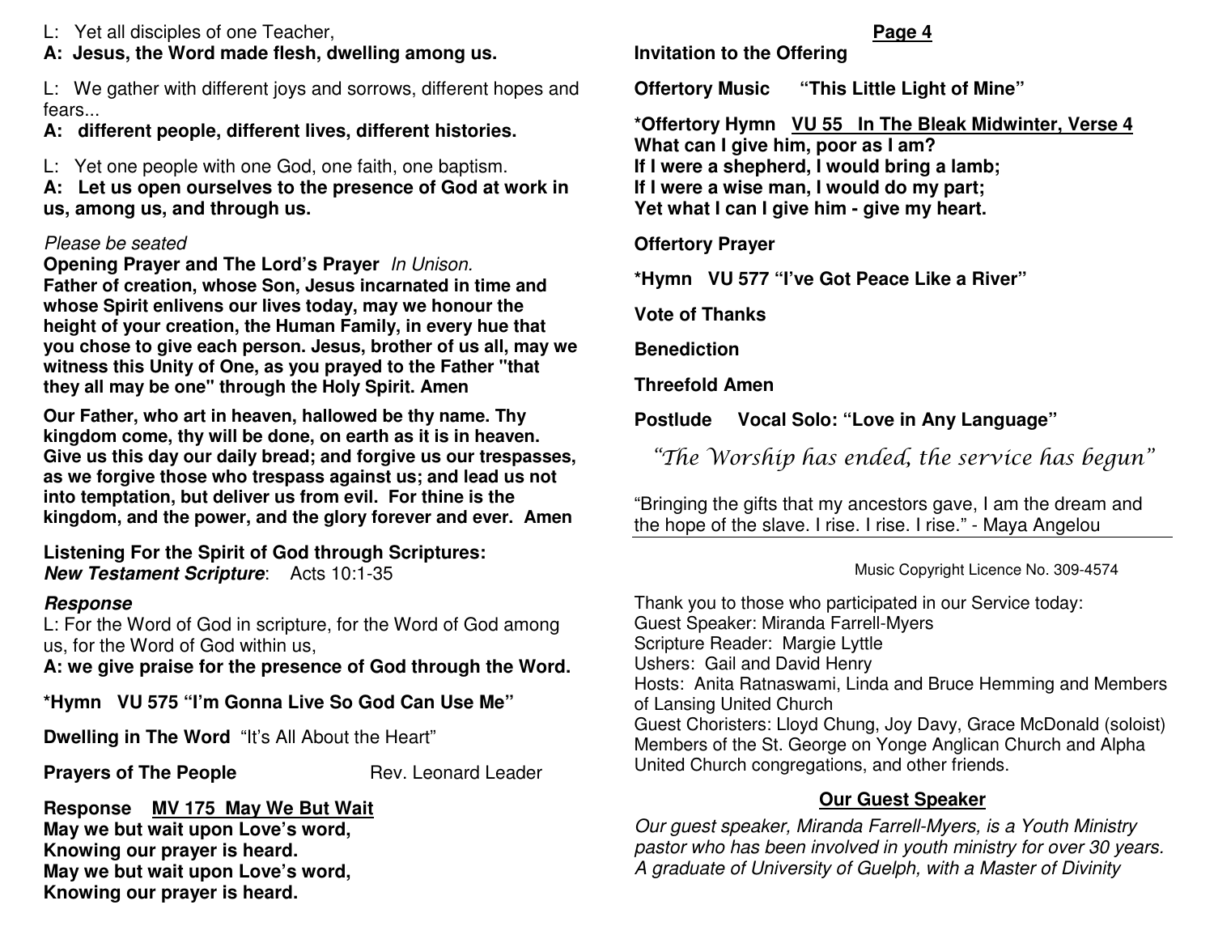L: Yet all disciples of one Teacher,
**A: Jesus, the Word made flesh, dwelling among us.**

L: We gather with different joys and sorrows, different hopes and fears...
**A: different people, different lives, different histories.**

L: Yet one people with one God, one faith, one baptism.
**A: Let us open ourselves to the presence of God at work in us, among us, and through us.**

*Please be seated*

**Opening Prayer and The Lord's Prayer** *In Unison.*
**Father of creation, whose Son, Jesus incarnated in time and whose Spirit enlivens our lives today, may we honour the height of your creation, the Human Family, in every hue that you chose to give each person. Jesus, brother of us all, may we witness this Unity of One, as you prayed to the Father "that they all may be one" through the Holy Spirit. Amen**

**Our Father, who art in heaven, hallowed be thy name. Thy kingdom come, thy will be done, on earth as it is in heaven. Give us this day our daily bread; and forgive us our trespasses, as we forgive those who trespass against us; and lead us not into temptation, but deliver us from evil. For thine is the kingdom, and the power, and the glory forever and ever. Amen**

**Listening For the Spirit of God through Scriptures:**
***New Testament Scripture***: Acts 10:1-35

***Response***
L: For the Word of God in scripture, for the Word of God among us, for the Word of God within us,
**A: we give praise for the presence of God through the Word.**

**\*Hymn VU 575 "I'm Gonna Live So God Can Use Me"**

**Dwelling in The Word** "It's All About the Heart"

**Prayers of The People** Rev. Leonard Leader

**Response <u>MV 175 May We But Wait</u>**
**May we but wait upon Love's word,**
**Knowing our prayer is heard.**
**May we but wait upon Love's word,**
**Knowing our prayer is heard.**

**Invitation to the Offering**

**Offertory Music "This Little Light of Mine"**

**\*Offertory Hymn <u>VU 55 In The Bleak Midwinter, Verse 4</u>**
**What can I give him, poor as I am?**
**If I were a shepherd, I would bring a lamb;**
**If I were a wise man, I would do my part;**
**Yet what I can I give him - give my heart.**

**Offertory Prayer**

**\*Hymn VU 577 "I've Got Peace Like a River"**

**Vote of Thanks**

**Benediction**

**Threefold Amen**

**Postlude Vocal Solo: "Love in Any Language"**

*"The Worship has ended, the service has begun"*

"Bringing the gifts that my ancestors gave, I am the dream and the hope of the slave. I rise. I rise. I rise." - Maya Angelou

Music Copyright Licence No. 309-4574

Thank you to those who participated in our Service today:
Guest Speaker: Miranda Farrell-Myers
Scripture Reader: Margie Lyttle
Ushers: Gail and David Henry
Hosts: Anita Ratnaswami, Linda and Bruce Hemming and Members of Lansing United Church
Guest Choristers: Lloyd Chung, Joy Davy, Grace McDonald (soloist) Members of the St. George on Yonge Anglican Church and Alpha United Church congregations, and other friends.

## Our Guest Speaker

*Our guest speaker, Miranda Farrell-Myers, is a Youth Ministry pastor who has been involved in youth ministry for over 30 years. A graduate of University of Guelph, with a Master of Divinity*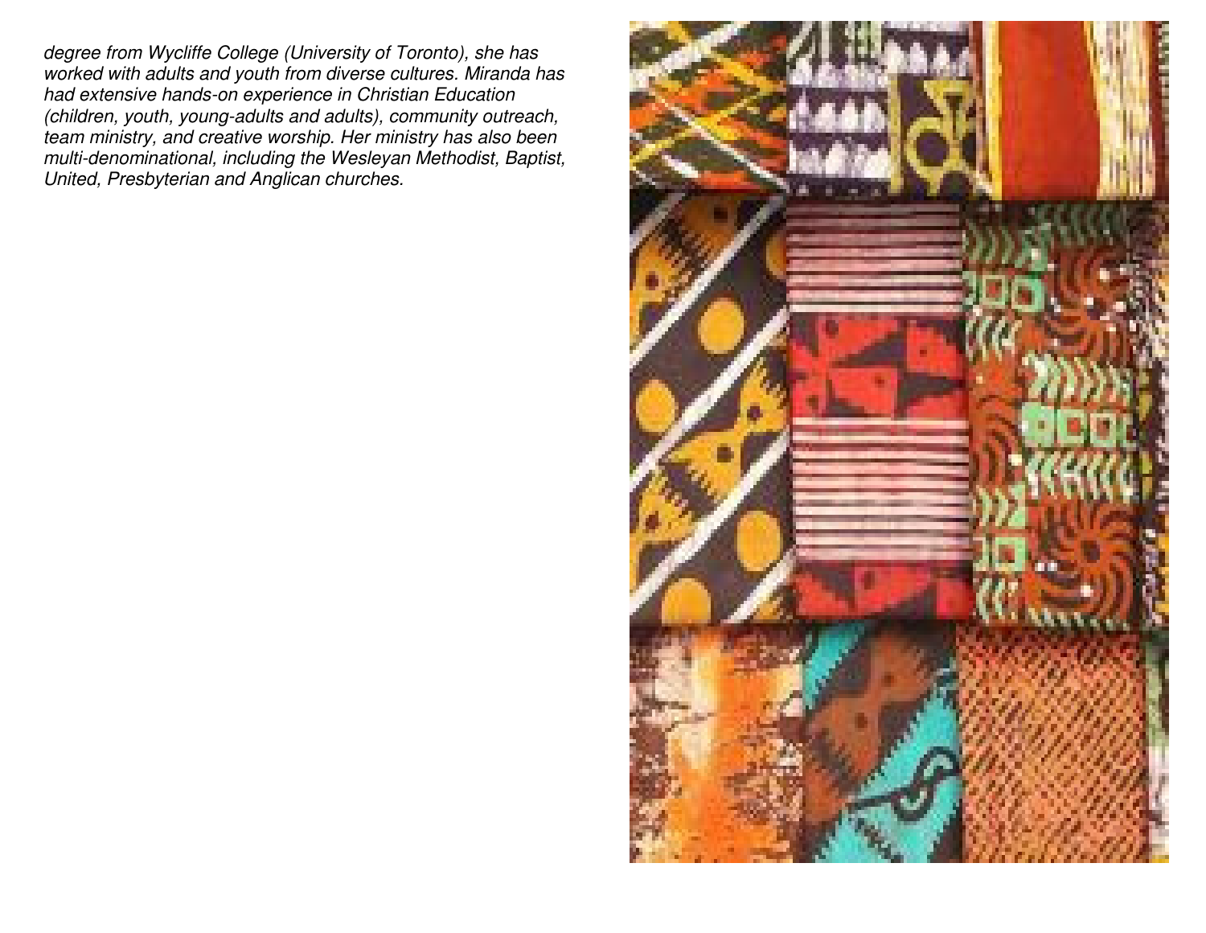*degree from Wycliffe College (University of Toronto), she has worked with adults and youth from diverse cultures. Miranda has had extensive hands-on experience in Christian Education (children, youth, young-adults and adults), community outreach, team ministry, and creative worship. Her ministry has also been multi-denominational, including the Wesleyan Methodist, Baptist, United, Presbyterian and Anglican churches.*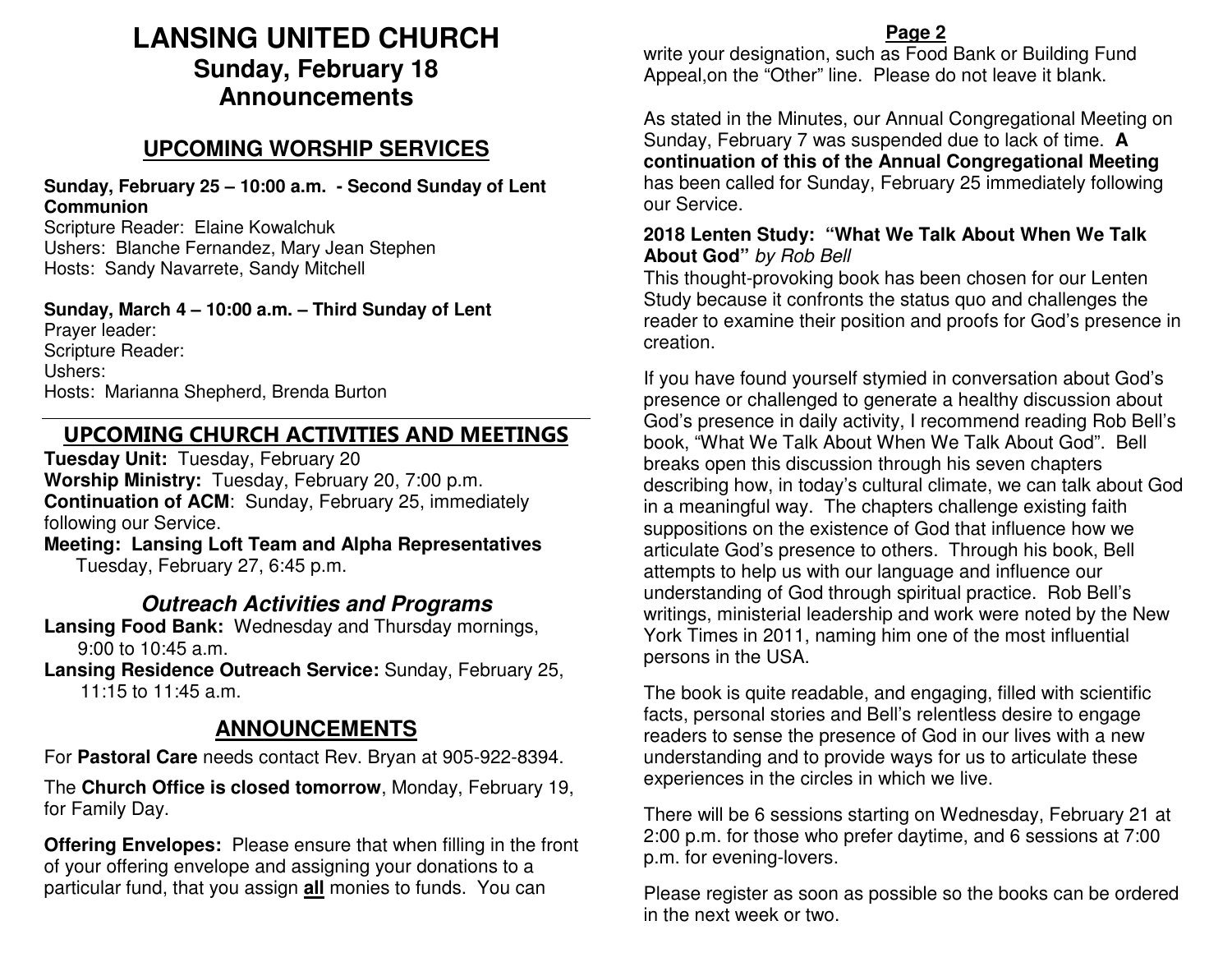# LANSING UNITED CHURCH

## Sunday, February 18

## Announcements

## UPCOMING WORSHIP SERVICES

**Sunday, February 25 – 10:00 a.m. - Second Sunday of Lent Communion**

Scripture Reader: Elaine Kowalchuk
Ushers: Blanche Fernandez, Mary Jean Stephen
Hosts: Sandy Navarrete, Sandy Mitchell

**Sunday, March 4 – 10:00 a.m. – Third Sunday of Lent**

Prayer leader:
Scripture Reader:
Ushers:
Hosts: Marianna Shepherd, Brenda Burton

## UPCOMING CHURCH ACTIVITIES AND MEETINGS

**Tuesday Unit:** Tuesday, February 20
**Worship Ministry:** Tuesday, February 20, 7:00 p.m.
**Continuation of ACM**: Sunday, February 25, immediately following our Service.
**Meeting: Lansing Loft Team and Alpha Representatives** Tuesday, February 27, 6:45 p.m.

### *Outreach Activities and Programs*

**Lansing Food Bank:** Wednesday and Thursday mornings, 9:00 to 10:45 a.m.
**Lansing Residence Outreach Service:** Sunday, February 25, 11:15 to 11:45 a.m.

## ANNOUNCEMENTS

For **Pastoral Care** needs contact Rev. Bryan at 905-922-8394.

The **Church Office is closed tomorrow**, Monday, February 19, for Family Day.

**Offering Envelopes:** Please ensure that when filling in the front of your offering envelope and assigning your donations to a particular fund, that you assign **all** monies to funds. You can write your designation, such as Food Bank or Building Fund Appeal,on the "Other" line. Please do not leave it blank.

As stated in the Minutes, our Annual Congregational Meeting on Sunday, February 7 was suspended due to lack of time. **A continuation of this of the Annual Congregational Meeting** has been called for Sunday, February 25 immediately following our Service.

**2018 Lenten Study: "What We Talk About When We Talk About God"** *by Rob Bell*

This thought-provoking book has been chosen for our Lenten Study because it confronts the status quo and challenges the reader to examine their position and proofs for God's presence in creation.

If you have found yourself stymied in conversation about God's presence or challenged to generate a healthy discussion about God's presence in daily activity, I recommend reading Rob Bell's book, "What We Talk About When We Talk About God". Bell breaks open this discussion through his seven chapters describing how, in today's cultural climate, we can talk about God in a meaningful way. The chapters challenge existing faith suppositions on the existence of God that influence how we articulate God's presence to others. Through his book, Bell attempts to help us with our language and influence our understanding of God through spiritual practice. Rob Bell's writings, ministerial leadership and work were noted by the New York Times in 2011, naming him one of the most influential persons in the USA.

The book is quite readable, and engaging, filled with scientific facts, personal stories and Bell's relentless desire to engage readers to sense the presence of God in our lives with a new understanding and to provide ways for us to articulate these experiences in the circles in which we live.

There will be 6 sessions starting on Wednesday, February 21 at 2:00 p.m. for those who prefer daytime, and 6 sessions at 7:00 p.m. for evening-lovers.

Please register as soon as possible so the books can be ordered in the next week or two.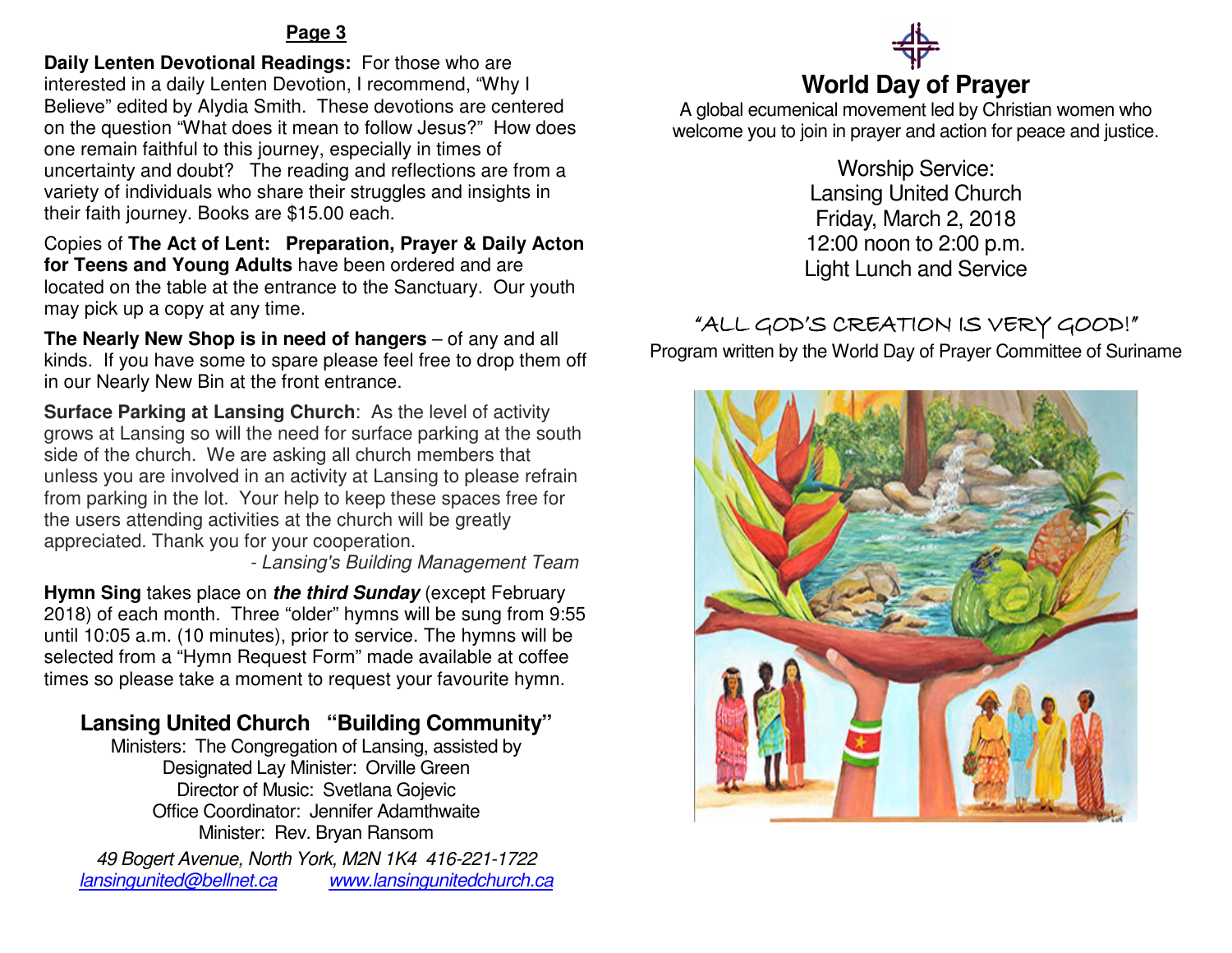**Page 3**

**Daily Lenten Devotional Readings:** For those who are interested in a daily Lenten Devotion, I recommend, "Why I Believe" edited by Alydia Smith. These devotions are centered on the question "What does it mean to follow Jesus?" How does one remain faithful to this journey, especially in times of uncertainty and doubt? The reading and reflections are from a variety of individuals who share their struggles and insights in their faith journey. Books are $15.00 each.

Copies of **The Act of Lent: Preparation, Prayer & Daily Acton for Teens and Young Adults** have been ordered and are located on the table at the entrance to the Sanctuary. Our youth may pick up a copy at any time.

**The Nearly New Shop is in need of hangers** – of any and all kinds. If you have some to spare please feel free to drop them off in our Nearly New Bin at the front entrance.

**Surface Parking at Lansing Church**: As the level of activity grows at Lansing so will the need for surface parking at the south side of the church. We are asking all church members that unless you are involved in an activity at Lansing to please refrain from parking in the lot. Your help to keep these spaces free for the users attending activities at the church will be greatly appreciated. Thank you for your cooperation.

*- Lansing's Building Management Team*

**Hymn Sing** takes place on ***the third Sunday*** (except February 2018) of each month. Three "older" hymns will be sung from 9:55 until 10:05 a.m. (10 minutes), prior to service. The hymns will be selected from a "Hymn Request Form" made available at coffee times so please take a moment to request your favourite hymn.

## Lansing United Church "Building Community"

Ministers: The Congregation of Lansing, assisted by
Designated Lay Minister: Orville Green
Director of Music: Svetlana Gojevic
Office Coordinator: Jennifer Adamthwaite
Minister: Rev. Bryan Ransom

*49 Bogert Avenue, North York, M2N 1K4 416-221-1722*
*lansingunited@bellnet.ca* *www.lansingunitedchurch.ca*

# World Day of Prayer

A global ecumenical movement led by Christian women who welcome you to join in prayer and action for peace and justice.

Worship Service:
Lansing United Church
Friday, March 2, 2018
12:00 noon to 2:00 p.m.
Light Lunch and Service

"ALL GOD'S CREATION IS VERY GOOD!"

Program written by the World Day of Prayer Committee of Suriname